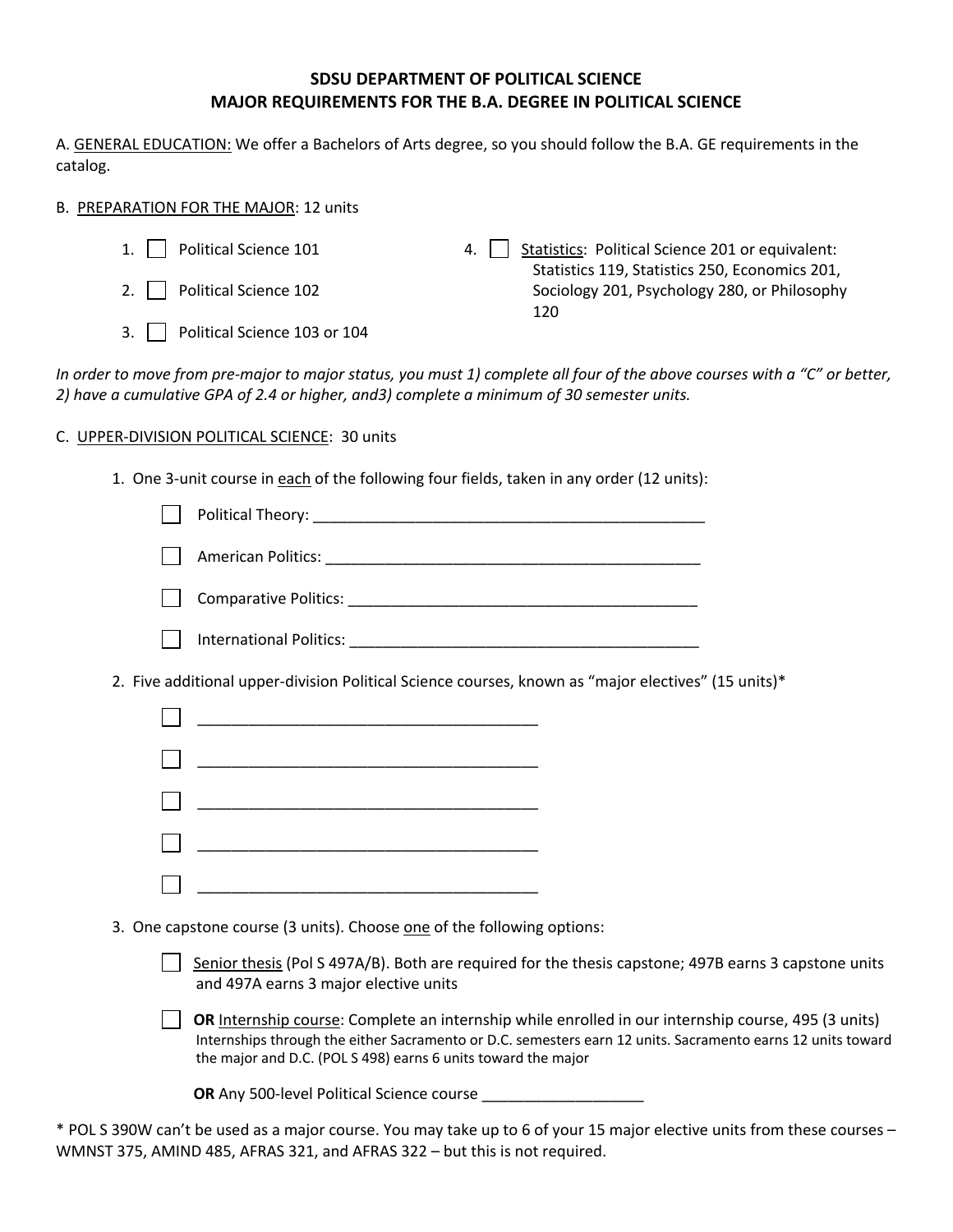# SDSU DEPARTMENT OF POLITICAL SCIENCE
## MAJOR REQUIREMENTS FOR THE B.A. DEGREE IN POLITICAL SCIENCE

A. GENERAL EDUCATION: We offer a Bachelors of Arts degree, so you should follow the B.A. GE requirements in the catalog.

B. PREPARATION FOR THE MAJOR: 12 units

1. ☐ Political Science 101
2. ☐ Political Science 102
3. ☐ Political Science 103 or 104
4. ☐ Statistics: Political Science 201 or equivalent: Statistics 119, Statistics 250, Economics 201, Sociology 201, Psychology 280, or Philosophy 120

*In order to move from pre-major to major status, you must 1) complete all four of the above courses with a "C" or better, 2) have a cumulative GPA of 2.4 or higher, and3) complete a minimum of 30 semester units.*

C. UPPER-DIVISION POLITICAL SCIENCE: 30 units

1. One 3-unit course in each of the following four fields, taken in any order (12 units):

   ☐ Political Theory: ______________________________________________

   ☐ American Politics: _____________________________________________

   ☐ Comparative Politics: __________________________________________

   ☐ International Politics: _________________________________________

2. Five additional upper-division Political Science courses, known as "major electives" (15 units)*

   ☐ ________________________________________

   ☐ ________________________________________

   ☐ ________________________________________

   ☐ ________________________________________

   ☐ ________________________________________

3. One capstone course (3 units). Choose one of the following options:

   ☐ Senior thesis (Pol S 497A/B). Both are required for the thesis capstone; 497B earns 3 capstone units and 497A earns 3 major elective units

   ☐ **OR** Internship course: Complete an internship while enrolled in our internship course, 495 (3 units) Internships through the either Sacramento or D.C. semesters earn 12 units. Sacramento earns 12 units toward the major and D.C. (POL S 498) earns 6 units toward the major

   **OR** Any 500-level Political Science course ___________________

* POL S 390W can't be used as a major course. You may take up to 6 of your 15 major elective units from these courses – WMNST 375, AMIND 485, AFRAS 321, and AFRAS 322 – but this is not required.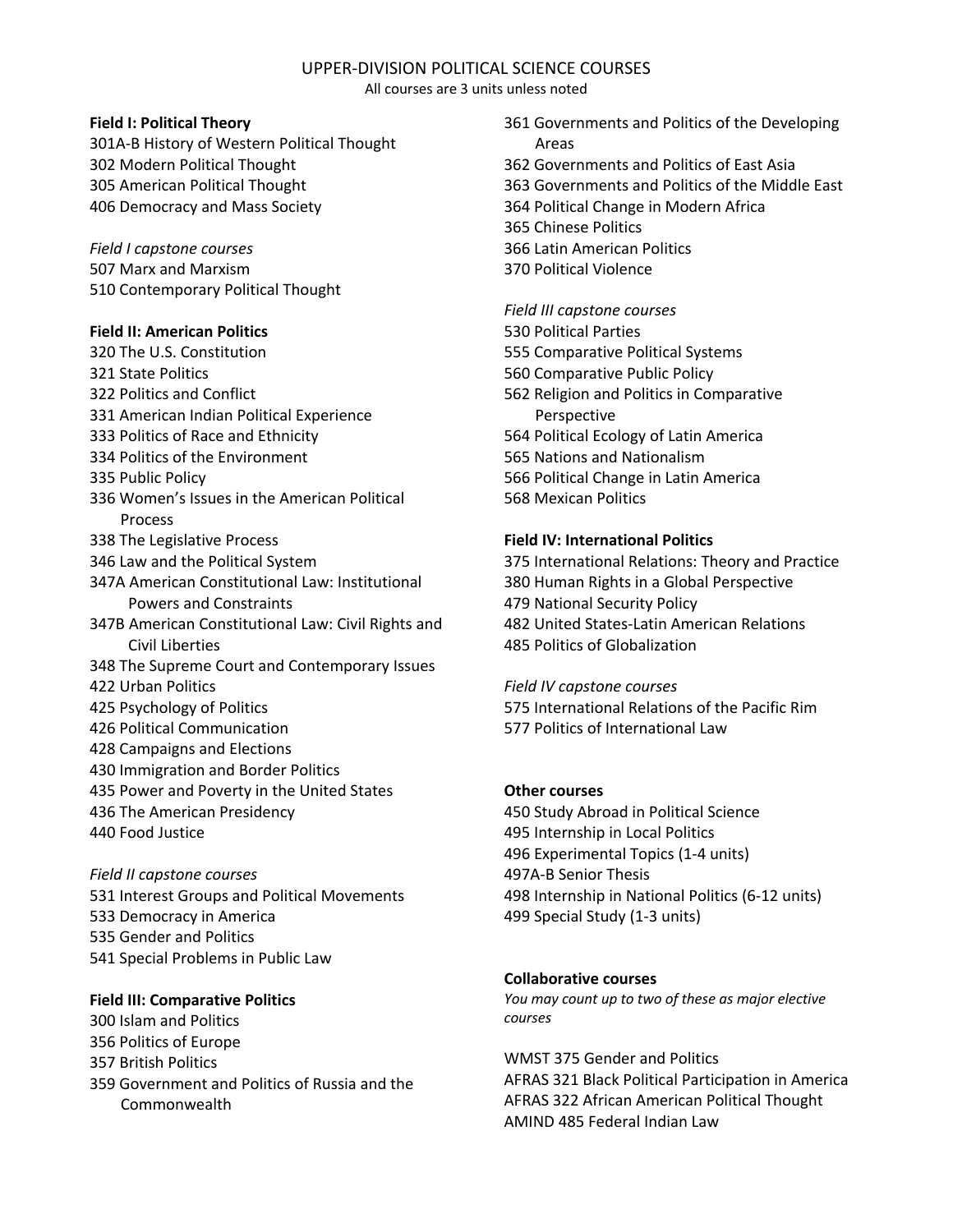# UPPER-DIVISION POLITICAL SCIENCE COURSES

All courses are 3 units unless noted

**Field I: Political Theory**

301A-B History of Western Political Thought
302 Modern Political Thought
305 American Political Thought
406 Democracy and Mass Society

*Field I capstone courses*

507 Marx and Marxism
510 Contemporary Political Thought

**Field II: American Politics**

320 The U.S. Constitution
321 State Politics
322 Politics and Conflict
331 American Indian Political Experience
333 Politics of Race and Ethnicity
334 Politics of the Environment
335 Public Policy
336 Women's Issues in the American Political Process
338 The Legislative Process
346 Law and the Political System
347A American Constitutional Law: Institutional Powers and Constraints
347B American Constitutional Law: Civil Rights and Civil Liberties
348 The Supreme Court and Contemporary Issues
422 Urban Politics
425 Psychology of Politics
426 Political Communication
428 Campaigns and Elections
430 Immigration and Border Politics
435 Power and Poverty in the United States
436 The American Presidency
440 Food Justice

*Field II capstone courses*

531 Interest Groups and Political Movements
533 Democracy in America
535 Gender and Politics
541 Special Problems in Public Law

**Field III: Comparative Politics**

300 Islam and Politics
356 Politics of Europe
357 British Politics
359 Government and Politics of Russia and the Commonwealth
361 Governments and Politics of the Developing Areas
362 Governments and Politics of East Asia
363 Governments and Politics of the Middle East
364 Political Change in Modern Africa
365 Chinese Politics
366 Latin American Politics
370 Political Violence

*Field III capstone courses*

530 Political Parties
555 Comparative Political Systems
560 Comparative Public Policy
562 Religion and Politics in Comparative Perspective
564 Political Ecology of Latin America
565 Nations and Nationalism
566 Political Change in Latin America
568 Mexican Politics

**Field IV: International Politics**

375 International Relations: Theory and Practice
380 Human Rights in a Global Perspective
479 National Security Policy
482 United States-Latin American Relations
485 Politics of Globalization

*Field IV capstone courses*

575 International Relations of the Pacific Rim
577 Politics of International Law

**Other courses**

450 Study Abroad in Political Science
495 Internship in Local Politics
496 Experimental Topics (1-4 units)
497A-B Senior Thesis
498 Internship in National Politics (6-12 units)
499 Special Study (1-3 units)

**Collaborative courses**

*You may count up to two of these as major elective courses*

WMST 375 Gender and Politics
AFRAS 321 Black Political Participation in America
AFRAS 322 African American Political Thought
AMIND 485 Federal Indian Law